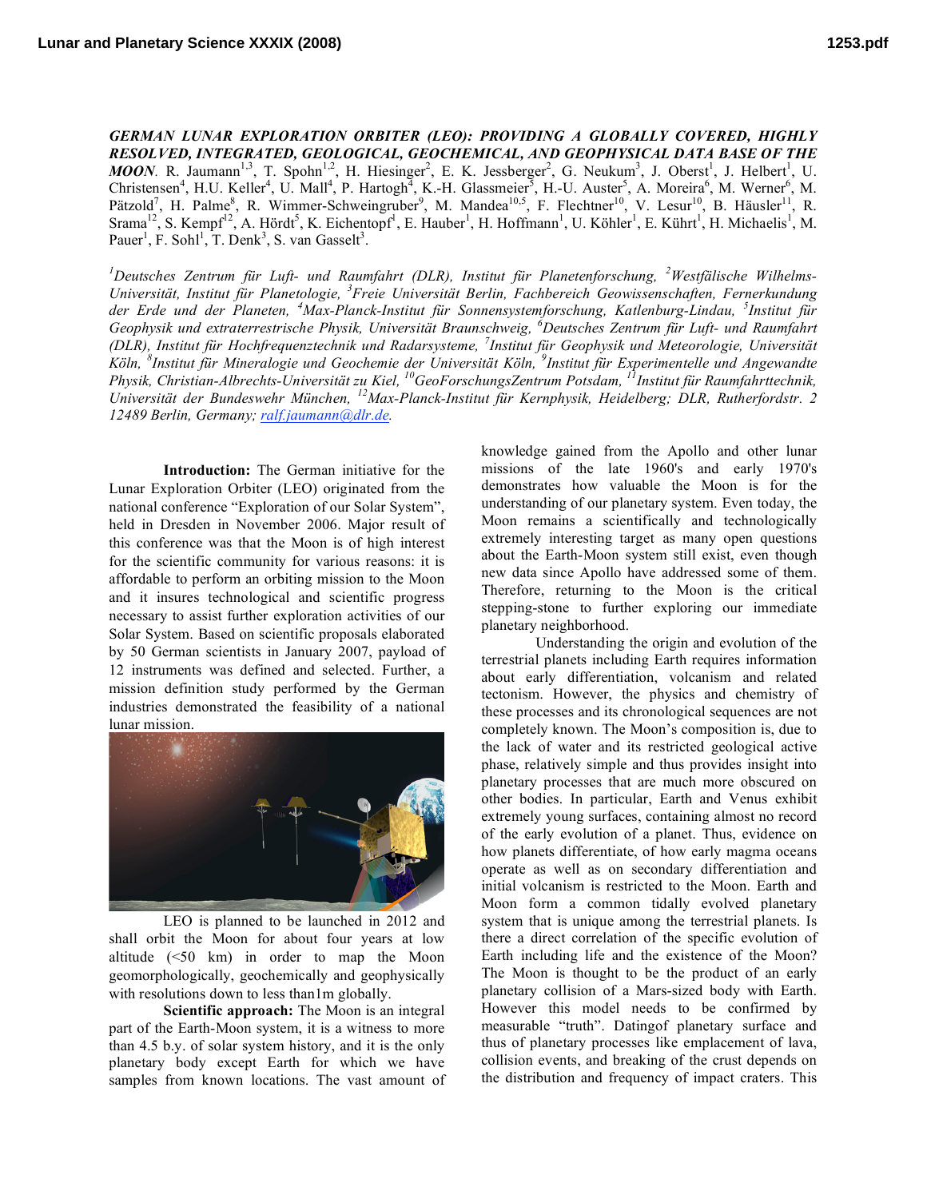***GERMAN LUNAR EXPLORATION ORBITER (LEO): PROVIDING A GLOBALLY COVERED, HIGHLY RESOLVED, INTEGRATED, GEOLOGICAL, GEOCHEMICAL, AND GEOPHYSICAL DATA BASE OF THE MOON.*** R. Jaumann[1,3], T. Spohn[1,2], H. Hiesinger[2], E. K. Jessberger[2], G. Neukum[3], J. Oberst[1], J. Helbert[1], U. Christensen[4], H.U. Keller[4], U. Mall[4], P. Hartogh[4], K.-H. Glassmeier[5], H.-U. Auster[5], A. Moreira[6], M. Werner[6], M. Pätzold[7], H. Palme[8], R. Wimmer-Schweingruber[9], M. Mandea[10,5], F. Flechtner[10], V. Lesur[10], B. Häusler[11], R. Srama[12], S. Kempf[12], A. Hördt[5], K. Eichentopf[1], E. Hauber[1], H. Hoffmann[1], U. Köhler[1], E. Kührt[1], H. Michaelis[1], M. Pauer[1], F. Sohl[1], T. Denk[3], S. van Gasselt[3].

*[1]Deutsches Zentrum für Luft- und Raumfahrt (DLR), Institut für Planetenforschung, [2]Westfälische Wilhelms-Universität, Institut für Planetologie, [3]Freie Universität Berlin, Fachbereich Geowissenschaften, Fernerkundung der Erde und der Planeten, [4]Max-Planck-Institut für Sonnensystemforschung, Katlenburg-Lindau, [5]Institut für Geophysik und extraterrestrische Physik, Universität Braunschweig, [6]Deutsches Zentrum für Luft- und Raumfahrt (DLR), Institut für Hochfrequenztechnik und Radarsysteme, [7]Institut für Geophysik und Meteorologie, Universität Köln, [8]Institut für Mineralogie und Geochemie der Universität Köln, [9]Institut für Experimentelle und Angewandte Physik, Christian-Albrechts-Universität zu Kiel, [10]GeoForschungsZentrum Potsdam, [11]Institut für Raumfahrttechnik, Universität der Bundeswehr München, [12]Max-Planck-Institut für Kernphysik, Heidelberg; DLR, Rutherfordstr. 2 12489 Berlin, Germany; ralf.jaumann@dlr.de.*

**Introduction:** The German initiative for the Lunar Exploration Orbiter (LEO) originated from the national conference "Exploration of our Solar System", held in Dresden in November 2006. Major result of this conference was that the Moon is of high interest for the scientific community for various reasons: it is affordable to perform an orbiting mission to the Moon and it insures technological and scientific progress necessary to assist further exploration activities of our Solar System. Based on scientific proposals elaborated by 50 German scientists in January 2007, payload of 12 instruments was defined and selected. Further, a mission definition study performed by the German industries demonstrated the feasibility of a national lunar mission.

LEO is planned to be launched in 2012 and shall orbit the Moon for about four years at low altitude (<50 km) in order to map the Moon geomorphologically, geochemically and geophysically with resolutions down to less than1m globally.

**Scientific approach:** The Moon is an integral part of the Earth-Moon system, it is a witness to more than 4.5 b.y. of solar system history, and it is the only planetary body except Earth for which we have samples from known locations. The vast amount of knowledge gained from the Apollo and other lunar missions of the late 1960's and early 1970's demonstrates how valuable the Moon is for the understanding of our planetary system. Even today, the Moon remains a scientifically and technologically extremely interesting target as many open questions about the Earth-Moon system still exist, even though new data since Apollo have addressed some of them. Therefore, returning to the Moon is the critical stepping-stone to further exploring our immediate planetary neighborhood.

Understanding the origin and evolution of the terrestrial planets including Earth requires information about early differentiation, volcanism and related tectonism. However, the physics and chemistry of these processes and its chronological sequences are not completely known. The Moon's composition is, due to the lack of water and its restricted geological active phase, relatively simple and thus provides insight into planetary processes that are much more obscured on other bodies. In particular, Earth and Venus exhibit extremely young surfaces, containing almost no record of the early evolution of a planet. Thus, evidence on how planets differentiate, of how early magma oceans operate as well as on secondary differentiation and initial volcanism is restricted to the Moon. Earth and Moon form a common tidally evolved planetary system that is unique among the terrestrial planets. Is there a direct correlation of the specific evolution of Earth including life and the existence of the Moon? The Moon is thought to be the product of an early planetary collision of a Mars-sized body with Earth. However this model needs to be confirmed by measurable "truth". Datingof planetary surface and thus of planetary processes like emplacement of lava, collision events, and breaking of the crust depends on the distribution and frequency of impact craters. This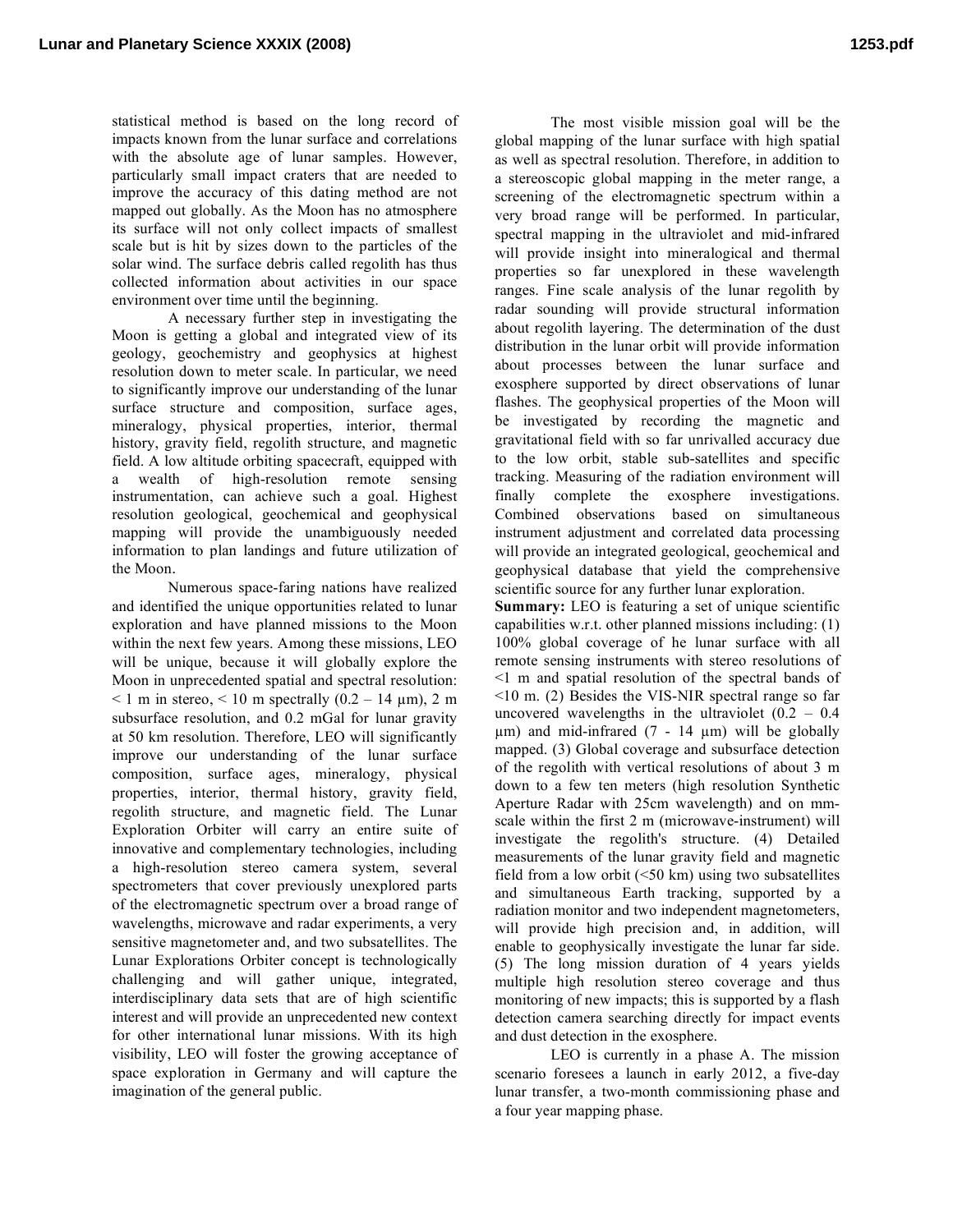statistical method is based on the long record of impacts known from the lunar surface and correlations with the absolute age of lunar samples. However, particularly small impact craters that are needed to improve the accuracy of this dating method are not mapped out globally. As the Moon has no atmosphere its surface will not only collect impacts of smallest scale but is hit by sizes down to the particles of the solar wind. The surface debris called regolith has thus collected information about activities in our space environment over time until the beginning.

A necessary further step in investigating the Moon is getting a global and integrated view of its geology, geochemistry and geophysics at highest resolution down to meter scale. In particular, we need to significantly improve our understanding of the lunar surface structure and composition, surface ages, mineralogy, physical properties, interior, thermal history, gravity field, regolith structure, and magnetic field. A low altitude orbiting spacecraft, equipped with a wealth of high-resolution remote sensing instrumentation, can achieve such a goal. Highest resolution geological, geochemical and geophysical mapping will provide the unambiguously needed information to plan landings and future utilization of the Moon.

Numerous space-faring nations have realized and identified the unique opportunities related to lunar exploration and have planned missions to the Moon within the next few years. Among these missions, LEO will be unique, because it will globally explore the Moon in unprecedented spatial and spectral resolution: $< 1$ m in stereo, $< 10$ m spectrally ($0.2 - 14$ µm), 2 m subsurface resolution, and 0.2 mGal for lunar gravity at 50 km resolution. Therefore, LEO will significantly improve our understanding of the lunar surface composition, surface ages, mineralogy, physical properties, interior, thermal history, gravity field, regolith structure, and magnetic field. The Lunar Exploration Orbiter will carry an entire suite of innovative and complementary technologies, including a high-resolution stereo camera system, several spectrometers that cover previously unexplored parts of the electromagnetic spectrum over a broad range of wavelengths, microwave and radar experiments, a very sensitive magnetometer and, and two subsatellites. The Lunar Explorations Orbiter concept is technologically challenging and will gather unique, integrated, interdisciplinary data sets that are of high scientific interest and will provide an unprecedented new context for other international lunar missions. With its high visibility, LEO will foster the growing acceptance of space exploration in Germany and will capture the imagination of the general public.

The most visible mission goal will be the global mapping of the lunar surface with high spatial as well as spectral resolution. Therefore, in addition to a stereoscopic global mapping in the meter range, a screening of the electromagnetic spectrum within a very broad range will be performed. In particular, spectral mapping in the ultraviolet and mid-infrared will provide insight into mineralogical and thermal properties so far unexplored in these wavelength ranges. Fine scale analysis of the lunar regolith by radar sounding will provide structural information about regolith layering. The determination of the dust distribution in the lunar orbit will provide information about processes between the lunar surface and exosphere supported by direct observations of lunar flashes. The geophysical properties of the Moon will be investigated by recording the magnetic and gravitational field with so far unrivalled accuracy due to the low orbit, stable sub-satellites and specific tracking. Measuring of the radiation environment will finally complete the exosphere investigations. Combined observations based on simultaneous instrument adjustment and correlated data processing will provide an integrated geological, geochemical and geophysical database that yield the comprehensive scientific source for any further lunar exploration.

**Summary:** LEO is featuring a set of unique scientific capabilities w.r.t. other planned missions including: (1) 100% global coverage of he lunar surface with all remote sensing instruments with stereo resolutions of $<1$ m and spatial resolution of the spectral bands of $<10$ m. (2) Besides the VIS-NIR spectral range so far uncovered wavelengths in the ultraviolet ($0.2 - 0.4$ µm) and mid-infrared ($7 - 14$ µm) will be globally mapped. (3) Global coverage and subsurface detection of the regolith with vertical resolutions of about 3 m down to a few ten meters (high resolution Synthetic Aperture Radar with 25cm wavelength) and on mm-scale within the first 2 m (microwave-instrument) will investigate the regolith's structure. (4) Detailed measurements of the lunar gravity field and magnetic field from a low orbit ($<50$ km) using two subsatellites and simultaneous Earth tracking, supported by a radiation monitor and two independent magnetometers, will provide high precision and, in addition, will enable to geophysically investigate the lunar far side. (5) The long mission duration of 4 years yields multiple high resolution stereo coverage and thus monitoring of new impacts; this is supported by a flash detection camera searching directly for impact events and dust detection in the exosphere.

LEO is currently in a phase A. The mission scenario foresees a launch in early 2012, a five-day lunar transfer, a two-month commissioning phase and a four year mapping phase.